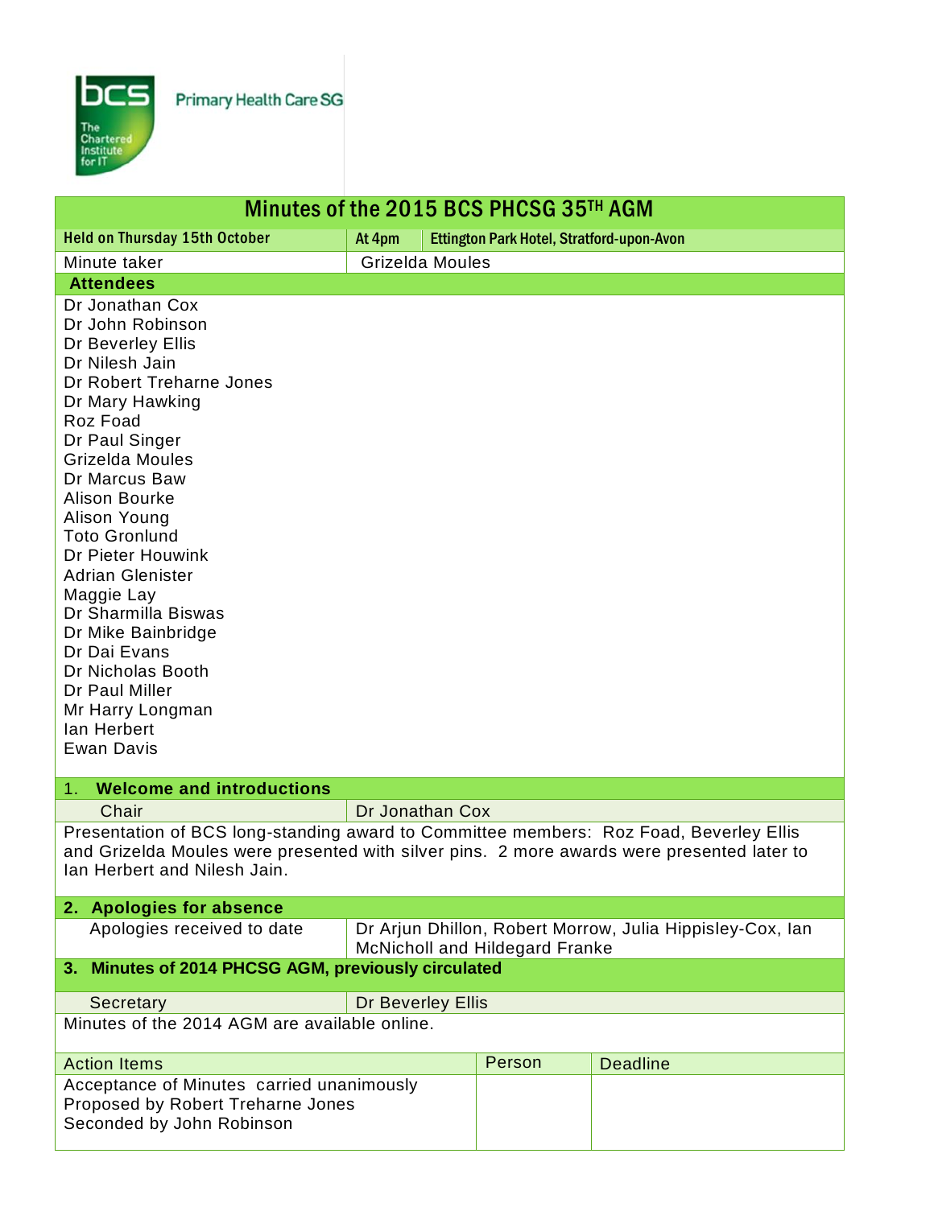Primary Health Care SG

# Minutes of the 2015 BCS PHCSG 35TH AGM

| Held on Thursday 15th October | At 4pm | Ettington Park Hotel, Stratford-upon-Avon |
|---|---|---|
| Minute taker | Grizelda Moules | |

**Attendees**

Dr Jonathan Cox
Dr John Robinson
Dr Beverley Ellis
Dr Nilesh Jain
Dr Robert Treharne Jones
Dr Mary Hawking
Roz Foad
Dr Paul Singer
Grizelda Moules
Dr Marcus Baw
Alison Bourke
Alison Young
Toto Gronlund
Dr Pieter Houwink
Adrian Glenister
Maggie Lay
Dr Sharmilla Biswas
Dr Mike Bainbridge
Dr Dai Evans
Dr Nicholas Booth
Dr Paul Miller
Mr Harry Longman
Ian Herbert
Ewan Davis

## 1. Welcome and introductions

| Chair | Dr Jonathan Cox |
|---|---|

Presentation of BCS long-standing award to Committee members: Roz Foad, Beverley Ellis and Grizelda Moules were presented with silver pins. 2 more awards were presented later to Ian Herbert and Nilesh Jain.

## 2. Apologies for absence

| Apologies received to date | Dr Arjun Dhillon, Robert Morrow, Julia Hippisley-Cox, Ian McNicholl and Hildegard Franke |
|---|---|

## 3. Minutes of 2014 PHCSG AGM, previously circulated

| Secretary | Dr Beverley Ellis |
|---|---|

Minutes of the 2014 AGM are available online.

| Action Items | Person | Deadline |
|---|---|---|
| Acceptance of Minutes carried unanimously<br>Proposed by Robert Treharne Jones<br>Seconded by John Robinson | | |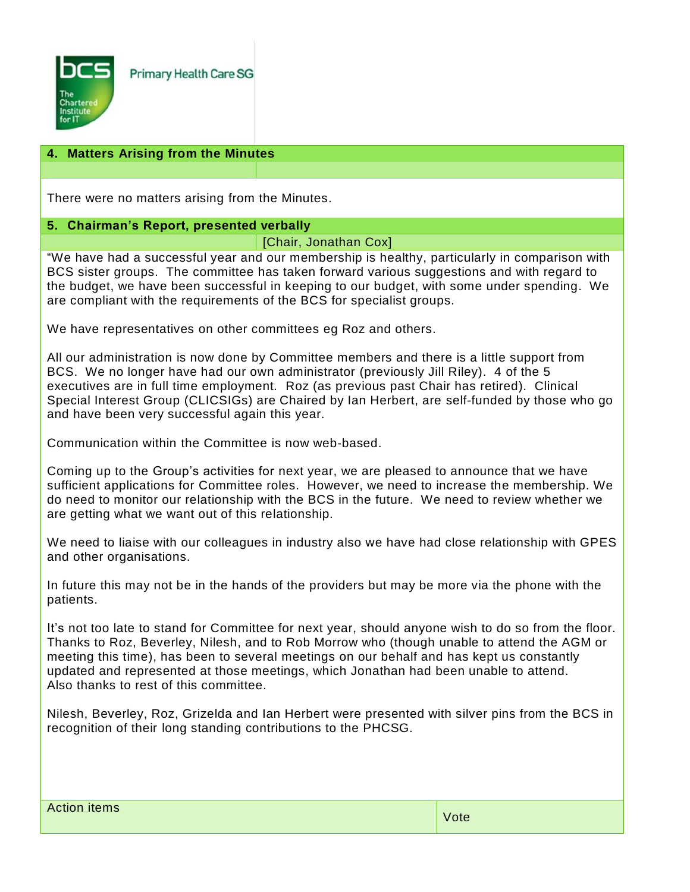Primary Health Care SG

## 4. Matters Arising from the Minutes

There were no matters arising from the Minutes.

## 5. Chairman's Report, presented verbally

[Chair, Jonathan Cox]

"We have had a successful year and our membership is healthy, particularly in comparison with BCS sister groups. The committee has taken forward various suggestions and with regard to the budget, we have been successful in keeping to our budget, with some under spending. We are compliant with the requirements of the BCS for specialist groups.

We have representatives on other committees eg Roz and others.

All our administration is now done by Committee members and there is a little support from BCS. We no longer have had our own administrator (previously Jill Riley). 4 of the 5 executives are in full time employment. Roz (as previous past Chair has retired). Clinical Special Interest Group (CLICSIGs) are Chaired by Ian Herbert, are self-funded by those who go and have been very successful again this year.

Communication within the Committee is now web-based.

Coming up to the Group's activities for next year, we are pleased to announce that we have sufficient applications for Committee roles. However, we need to increase the membership. We do need to monitor our relationship with the BCS in the future. We need to review whether we are getting what we want out of this relationship.

We need to liaise with our colleagues in industry also we have had close relationship with GPES and other organisations.

In future this may not be in the hands of the providers but may be more via the phone with the patients.

It's not too late to stand for Committee for next year, should anyone wish to do so from the floor. Thanks to Roz, Beverley, Nilesh, and to Rob Morrow who (though unable to attend the AGM or meeting this time), has been to several meetings on our behalf and has kept us constantly updated and represented at those meetings, which Jonathan had been unable to attend. Also thanks to rest of this committee.

Nilesh, Beverley, Roz, Grizelda and Ian Herbert were presented with silver pins from the BCS in recognition of their long standing contributions to the PHCSG.

| Action items | Vote |
| --- | --- |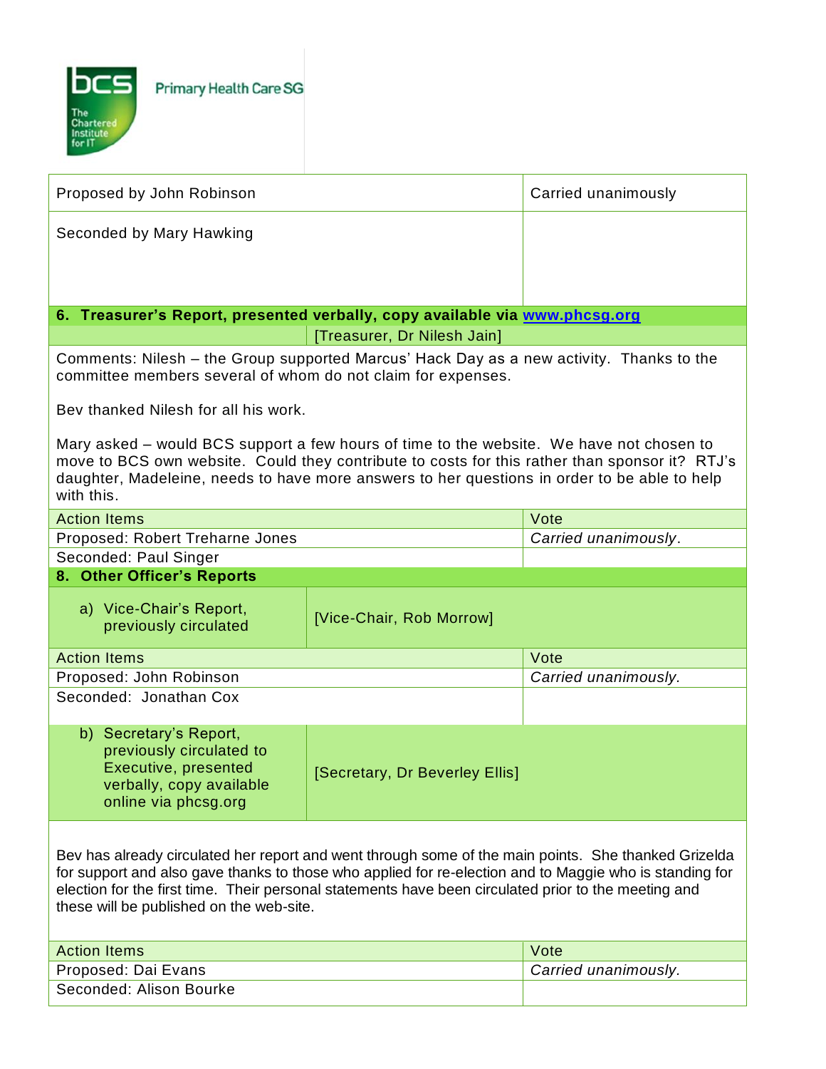Primary Health Care SG

| Proposed by John Robinson | Carried unanimously |
|---|---|
| Seconded by Mary Hawking | |

## 6. Treasurer's Report, presented verbally, copy available via www.phcsg.org

[Treasurer, Dr Nilesh Jain]

Comments: Nilesh – the Group supported Marcus' Hack Day as a new activity. Thanks to the committee members several of whom do not claim for expenses.

Bev thanked Nilesh for all his work.

Mary asked – would BCS support a few hours of time to the website. We have not chosen to move to BCS own website. Could they contribute to costs for this rather than sponsor it? RTJ's daughter, Madeleine, needs to have more answers to her questions in order to be able to help with this.

| Action Items | Vote |
|---|---|
| Proposed: Robert Treharne Jones | *Carried unanimously*. |
| Seconded: Paul Singer | |

## 8. Other Officer's Reports

| a) Vice-Chair's Report, previously circulated | [Vice-Chair, Rob Morrow] |
|---|---|

| Action Items | Vote |
|---|---|
| Proposed: John Robinson | *Carried unanimously.* |
| Seconded: Jonathan Cox | |

| b) Secretary's Report, previously circulated to Executive, presented verbally, copy available online via phcsg.org | [Secretary, Dr Beverley Ellis] |
|---|---|

Bev has already circulated her report and went through some of the main points. She thanked Grizelda for support and also gave thanks to those who applied for re-election and to Maggie who is standing for election for the first time. Their personal statements have been circulated prior to the meeting and these will be published on the web-site.

| Action Items | Vote |
|---|---|
| Proposed: Dai Evans | *Carried unanimously.* |
| Seconded: Alison Bourke | |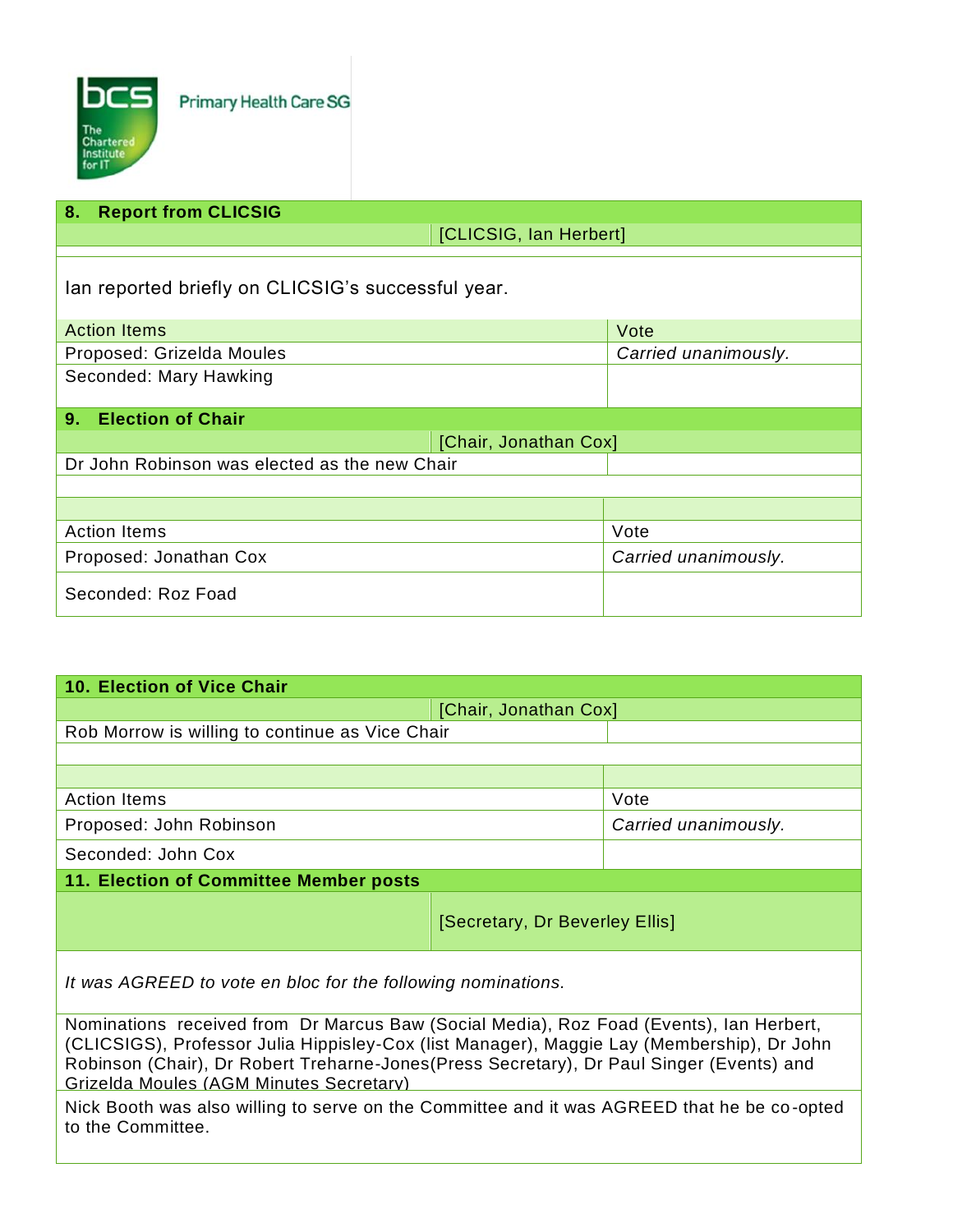Primary Health Care SG

## 8. Report from CLICSIG

[CLICSIG, Ian Herbert]

Ian reported briefly on CLICSIG's successful year.

| Action Items | Vote |
| --- | --- |
| Proposed: Grizelda Moules | *Carried unanimously.* |
| Seconded: Mary Hawking | |

## 9. Election of Chair

[Chair, Jonathan Cox]

Dr John Robinson was elected as the new Chair

| Action Items | Vote |
| --- | --- |
| Proposed: Jonathan Cox | *Carried unanimously.* |
| Seconded: Roz Foad | |

## 10. Election of Vice Chair

[Chair, Jonathan Cox]

Rob Morrow is willing to continue as Vice Chair

| Action Items | Vote |
| --- | --- |
| Proposed: John Robinson | *Carried unanimously.* |
| Seconded: John Cox | |

## 11. Election of Committee Member posts

[Secretary, Dr Beverley Ellis]

*It was AGREED to vote en bloc for the following nominations.*

Nominations received from Dr Marcus Baw (Social Media), Roz Foad (Events), Ian Herbert, (CLICSIGS), Professor Julia Hippisley-Cox (list Manager), Maggie Lay (Membership), Dr John Robinson (Chair), Dr Robert Treharne-Jones(Press Secretary), Dr Paul Singer (Events) and Grizelda Moules (AGM Minutes Secretary)

Nick Booth was also willing to serve on the Committee and it was AGREED that he be co-opted to the Committee.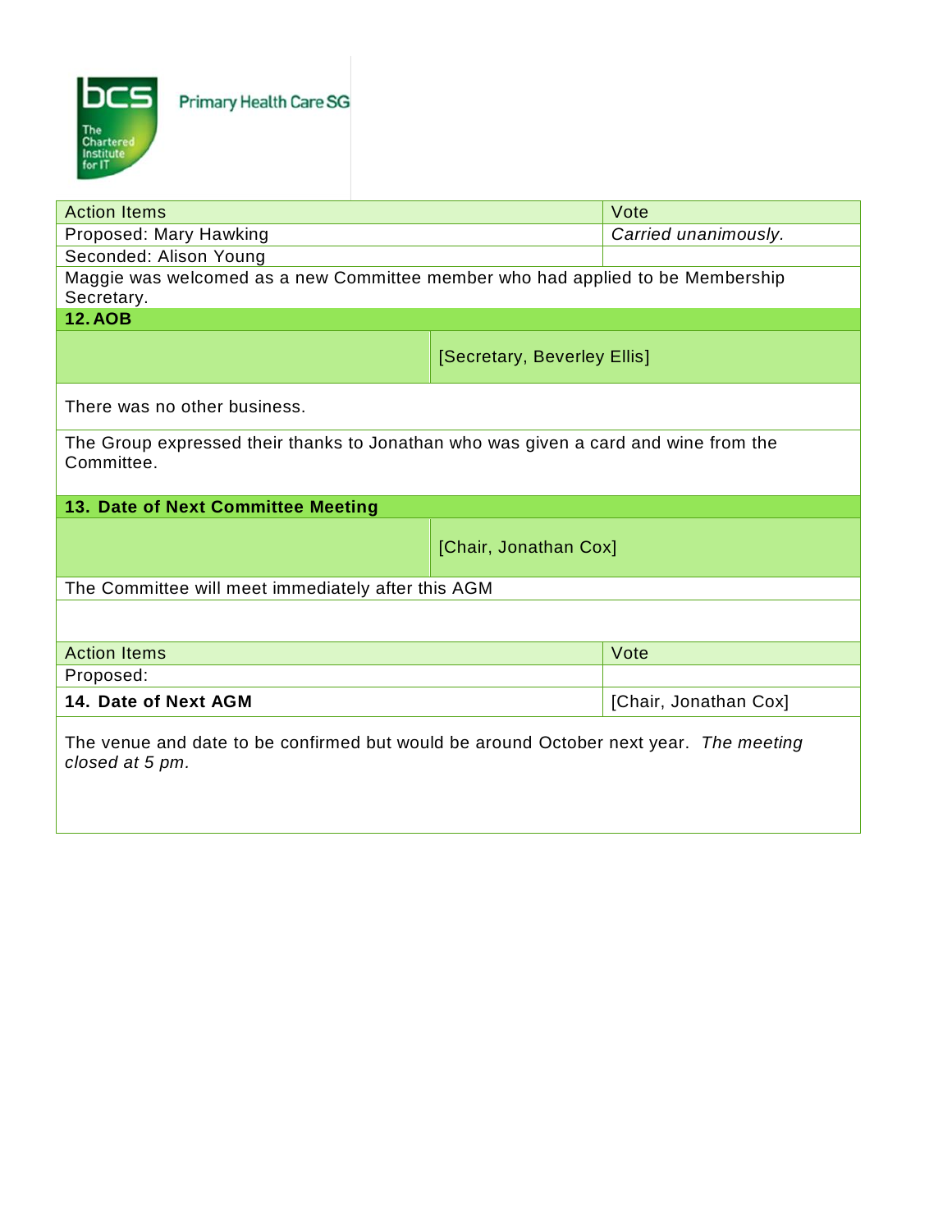Primary Health Care SG

| Action Items | Vote |
| --- | --- |
| Proposed: Mary Hawking | *Carried unanimously.* |
| Seconded: Alison Young | |

Maggie was welcomed as a new Committee member who had applied to be Membership Secretary.

## 12. AOB

[Secretary, Beverley Ellis]

There was no other business.

The Group expressed their thanks to Jonathan who was given a card and wine from the Committee.

## 13. Date of Next Committee Meeting

[Chair, Jonathan Cox]

The Committee will meet immediately after this AGM

| Action Items | Vote |
| --- | --- |
| Proposed: | |

## 14. Date of Next AGM

[Chair, Jonathan Cox]

The venue and date to be confirmed but would be around October next year. *The meeting closed at 5 pm.*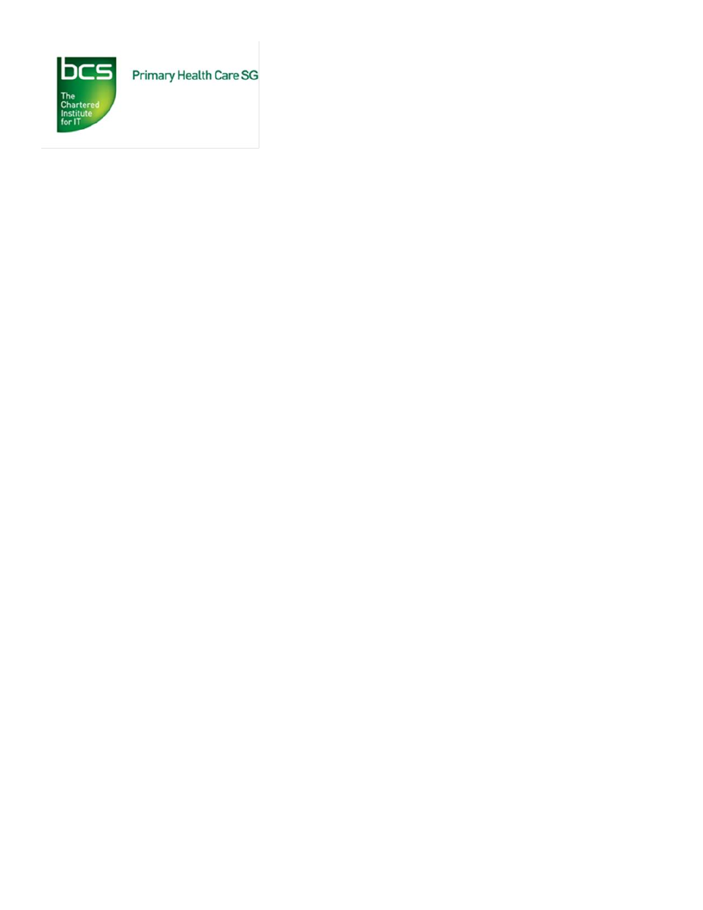bcs

The Chartered Institute for IT

Primary Health Care SG